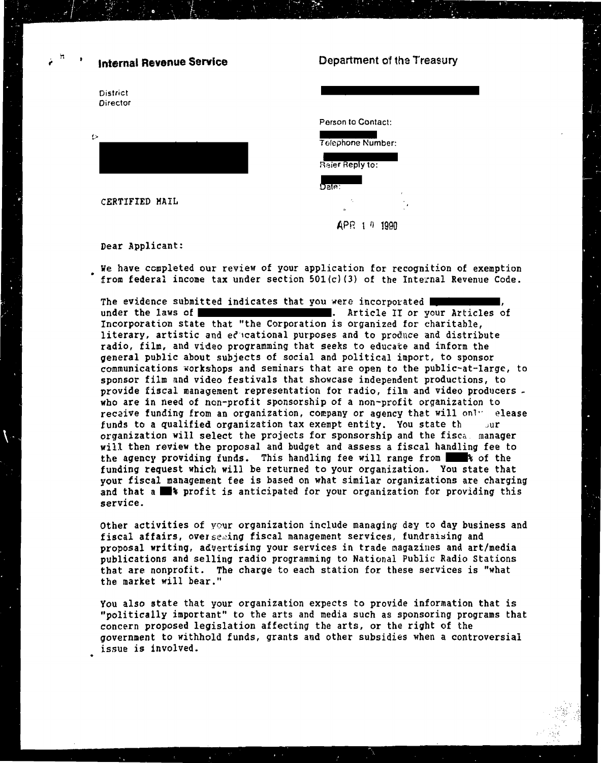**Internal Revenue Service**

District Director

**Department of the Treasury**

Person to Contact:

Telephone Number:

Refer Reply to:

Date:

APR 10 1990

CERTIFIED MAIL

Dear Applicant:

We have completed our review of your application for recognition of exemption from federal income tax under section 501(c)(3) of the Internal Revenue Code.

The evidence submitted indicates that you were incorporated ██████, under the laws of ██████. Article II or your Articles of Incorporation state that "the Corporation is organized for charitable, literary, artistic and educational purposes and to produce and distribute radio, film, and video programming that seeks to educate and inform the general public about subjects of social and political import, to sponsor communications workshops and seminars that are open to the public-at-large, to sponsor film and video festivals that showcase independent productions, to provide fiscal management representation for radio, film and video producers who are in need of non-profit sponsorship of a non-profit organization to receive funding from an organization, company or agency that will only release funds to a qualified organization tax exempt entity. You state that your organization will select the projects for sponsorship and the fiscal manager will then review the proposal and budget and assess a fiscal handling fee to the agency providing funds. This handling fee will range from ██% of the funding request which will be returned to your organization. You state that your fiscal management fee is based on what similar organizations are charging and that a ██% profit is anticipated for your organization for providing this service.

Other activities of your organization include managing day to day business and fiscal affairs, overseeing fiscal management services, fundraising and proposal writing, advertising your services in trade magazines and art/media publications and selling radio programming to National Public Radio Stations that are nonprofit. The charge to each station for these services is "what the market will bear."

You also state that your organization expects to provide information that is "politically important" to the arts and media such as sponsoring programs that concern proposed legislation affecting the arts, or the right of the government to withhold funds, grants and other subsidies when a controversial issue is involved.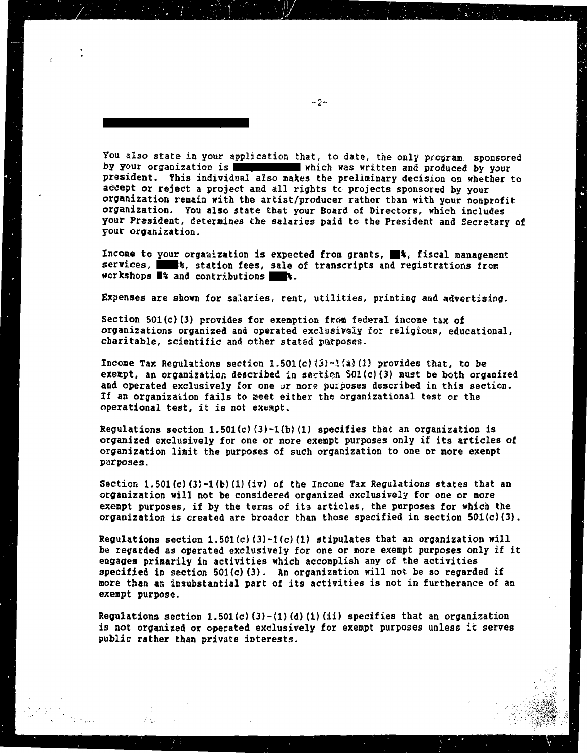You also state in your application that, to date, the only program sponsored by your organization is ██████████ which was written and produced by your president. This individual also makes the preliminary decision on whether to accept or reject a project and all rights to projects sponsored by your organization remain with the artist/producer rather than with your nonprofit organization. You also state that your Board of Directors, which includes your President, determines the salaries paid to the President and Secretary of your organization.

Income to your organization is expected from grants, ██%, fiscal management services, ███%, station fees, sale of transcripts and registrations from workshops █% and contributions ███%.

Expenses are shown for salaries, rent, utilities, printing and advertising.

Section 501(c)(3) provides for exemption from federal income tax of organizations organized and operated exclusively for religious, educational, charitable, scientific and other stated purposes.

Income Tax Regulations section 1.501(c)(3)-1(a)(1) provides that, to be exempt, an organization described in section 501(c)(3) must be both organized and operated exclusively for one or more purposes described in this section. If an organization fails to meet either the organizational test or the operational test, it is not exempt.

Regulations section 1.501(c)(3)-1(b)(1) specifies that an organization is organized exclusively for one or more exempt purposes only if its articles of organization limit the purposes of such organization to one or more exempt purposes.

Section 1.501(c)(3)-1(b)(1)(iv) of the Income Tax Regulations states that an organization will not be considered organized exclusively for one or more exempt purposes, if by the terms of its articles, the purposes for which the organization is created are broader than those specified in section 501(c)(3).

Regulations section 1.501(c)(3)-1(c)(1) stipulates that an organization will be regarded as operated exclusively for one or more exempt purposes only if it engages primarily in activities which accomplish any of the activities specified in section 501(c)(3). An organization will not be so regarded if more than an insubstantial part of its activities is not in furtherance of an exempt purpose.

Regulations section 1.501(c)(3)-(1)(d)(1)(ii) specifies that an organization is not organized or operated exclusively for exempt purposes unless it serves public rather than private interests.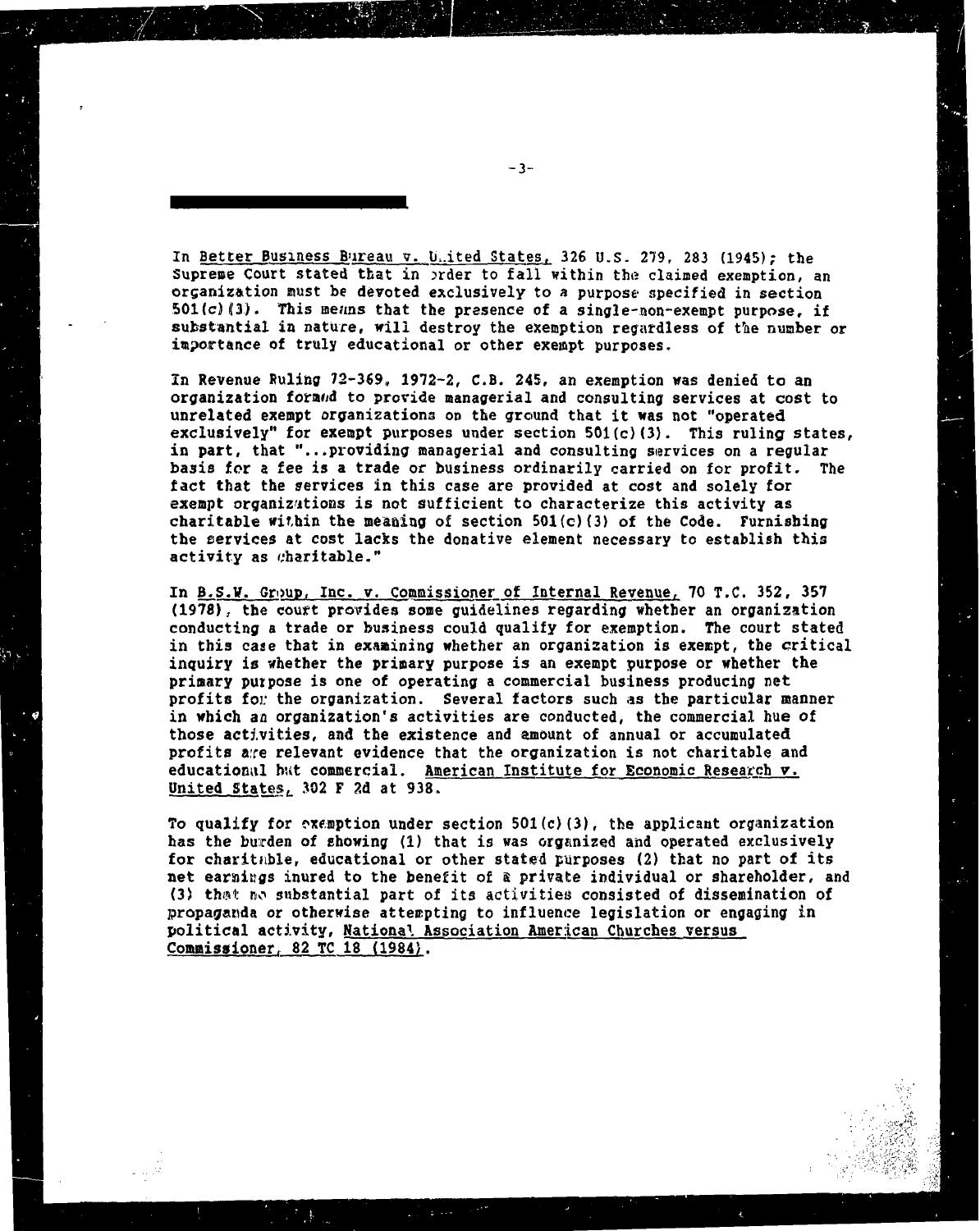In Better Business Bureau v. United States, 326 U.S. 279, 283 (1945); the Supreme Court stated that in order to fall within the claimed exemption, an organization must be devoted exclusively to a purpose specified in section 501(c)(3). This means that the presence of a single-non-exempt purpose, if substantial in nature, will destroy the exemption regardless of the number or importance of truly educational or other exempt purposes.

In Revenue Ruling 72-369, 1972-2, C.B. 245, an exemption was denied to an organization formed to provide managerial and consulting services at cost to unrelated exempt organizations on the ground that it was not "operated exclusively" for exempt purposes under section 501(c)(3). This ruling states, in part, that "...providing managerial and consulting services on a regular basis for a fee is a trade or business ordinarily carried on for profit. The fact that the services in this case are provided at cost and solely for exempt organizations is not sufficient to characterize this activity as charitable within the meaning of section 501(c)(3) of the Code. Furnishing the services at cost lacks the donative element necessary to establish this activity as charitable."

In B.S.W. Group, Inc. v. Commissioner of Internal Revenue, 70 T.C. 352, 357 (1978), the court provides some guidelines regarding whether an organization conducting a trade or business could qualify for exemption. The court stated in this case that in examining whether an organization is exempt, the critical inquiry is whether the primary purpose is an exempt purpose or whether the primary purpose is one of operating a commercial business producing net profits for the organization. Several factors such as the particular manner in which an organization's activities are conducted, the commercial hue of those activities, and the existence and amount of annual or accumulated profits are relevant evidence that the organization is not charitable and educational but commercial. American Institute for Economic Research v. United States, 302 F 2d at 938.

To qualify for exemption under section 501(c)(3), the applicant organization has the burden of showing (1) that is was organized and operated exclusively for charitable, educational or other stated purposes (2) that no part of its net earnings inured to the benefit of a private individual or shareholder, and (3) that no substantial part of its activities consisted of dissemination of propaganda or otherwise attempting to influence legislation or engaging in political activity, National Association American Churches versus Commissioner, 82 TC 18 (1984).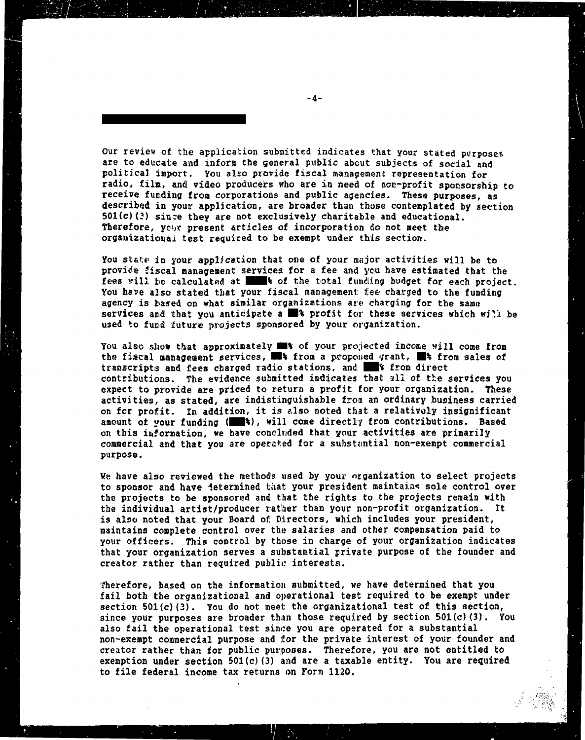Our review of the application submitted indicates that your stated purposes are to educate and inform the general public about subjects of social and political import. You also provide fiscal management representation for radio, film, and video producers who are in need of non-profit sponsorship to receive funding from corporations and public agencies. These purposes, as described in your application, are broader than those contemplated by section 501(c)(3) since they are not exclusively charitable and educational. Therefore, your present articles of incorporation do not meet the organizational test required to be exempt under this section.

You state in your application that one of your major activities will be to provide fiscal management services for a fee and you have estimated that the fees will be calculated at ███% of the total funding budget for each project. You have also stated that your fiscal management fee charged to the funding agency is based on what similar organizations are charging for the same services and that you anticipate a ██% profit for these services which will be used to fund future projects sponsored by your organization.

You also show that approximately ██% of your projected income will come from the fiscal management services, ██% from a proposed grant, ██% from sales of transcripts and fees charged radio stations, and ██% from direct contributions. The evidence submitted indicates that all of the services you expect to provide are priced to return a profit for your organization. These activities, as stated, are indistinguishable from an ordinary business carried on for profit. In addition, it is also noted that a relatively insignificant amount of your funding (███%), will come directly from contributions. Based on this information, we have concluded that your activities are primarily commercial and that you are operated for a substantial non-exempt commercial purpose.

We have also reviewed the methods used by your organization to select projects to sponsor and have determined that your president maintains sole control over the projects to be sponsored and that the rights to the projects remain with the individual artist/producer rather than your non-profit organization. It is also noted that your Board of Directors, which includes your president, maintains complete control over the salaries and other compensation paid to your officers. This control by those in charge of your organization indicates that your organization serves a substantial private purpose of the founder and creator rather than required public interests.

Therefore, based on the information submitted, we have determined that you fail both the organizational and operational test required to be exempt under section 501(c)(3). You do not meet the organizational test of this section, since your purposes are broader than those required by section 501(c)(3). You also fail the operational test since you are operated for a substantial non-exempt commercial purpose and for the private interest of your founder and creator rather than for public purposes. Therefore, you are not entitled to exemption under section 501(c)(3) and are a taxable entity. You are required to file federal income tax returns on Form 1120.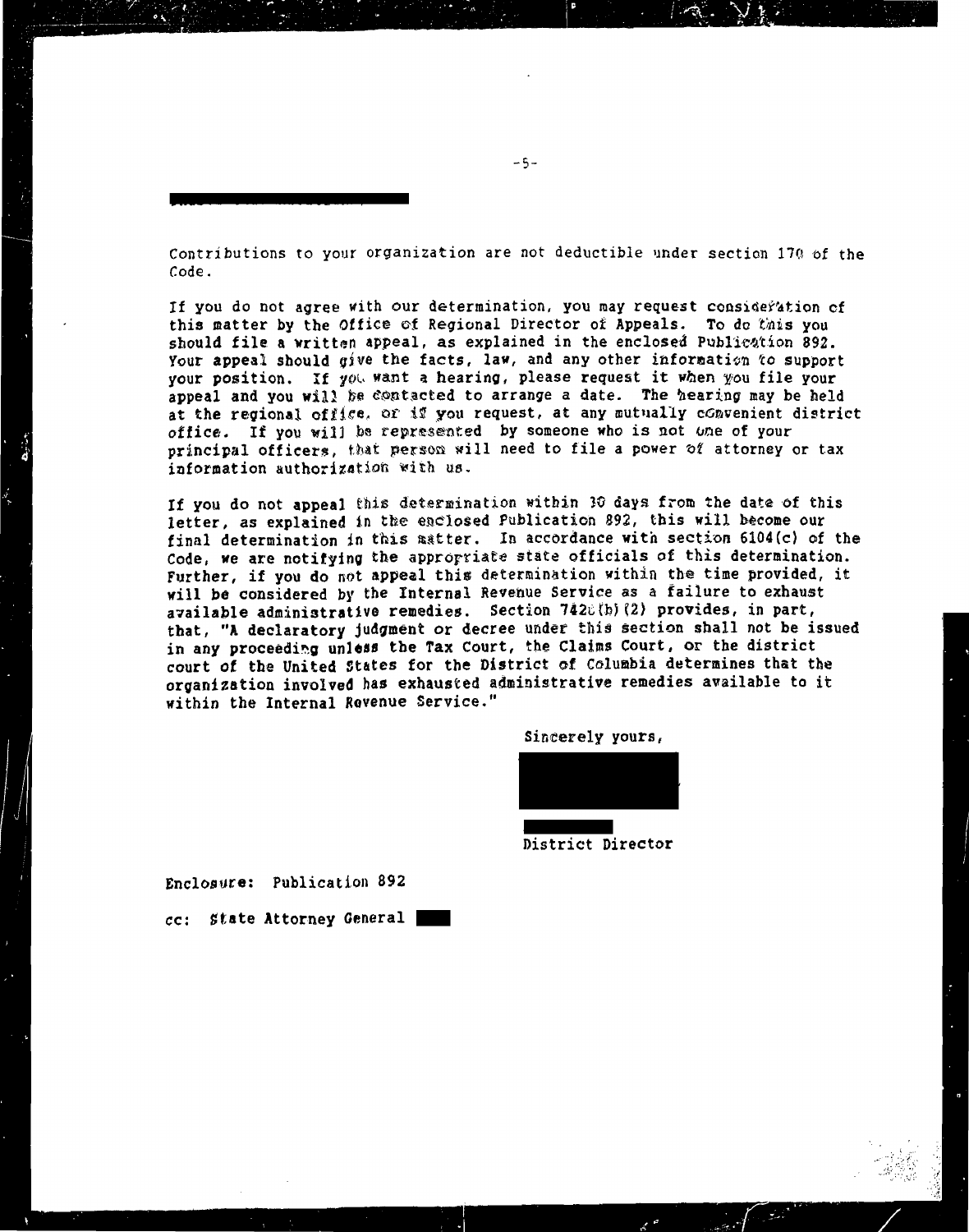Contributions to your organization are not deductible under section 170 of the Code.

If you do not agree with our determination, you may request consideration of this matter by the Office of Regional Director of Appeals. To do this you should file a written appeal, as explained in the enclosed Publication 892. Your appeal should give the facts, law, and any other information to support your position. If you want a hearing, please request it when you file your appeal and you will be contacted to arrange a date. The hearing may be held at the regional office, or if you request, at any mutually convenient district office. If you will be represented by someone who is not one of your principal officers, that person will need to file a power of attorney or tax information authorization with us.

If you do not appeal this determination within 30 days from the date of this letter, as explained in the enclosed Publication 892, this will become our final determination in this matter. In accordance with section 6104(c) of the Code, we are notifying the appropriate state officials of this determination. Further, if you do not appeal this determination within the time provided, it will be considered by the Internal Revenue Service as a failure to exhaust available administrative remedies. Section 7428(b)(2) provides, in part, that, "A declaratory judgment or decree under this section shall not be issued in any proceeding unless the Tax Court, the Claims Court, or the district court of the United States for the District of Columbia determines that the organization involved has exhausted administrative remedies available to it within the Internal Revenue Service."

Sincerely yours,

District Director

Enclosure: Publication 892

cc: State Attorney General